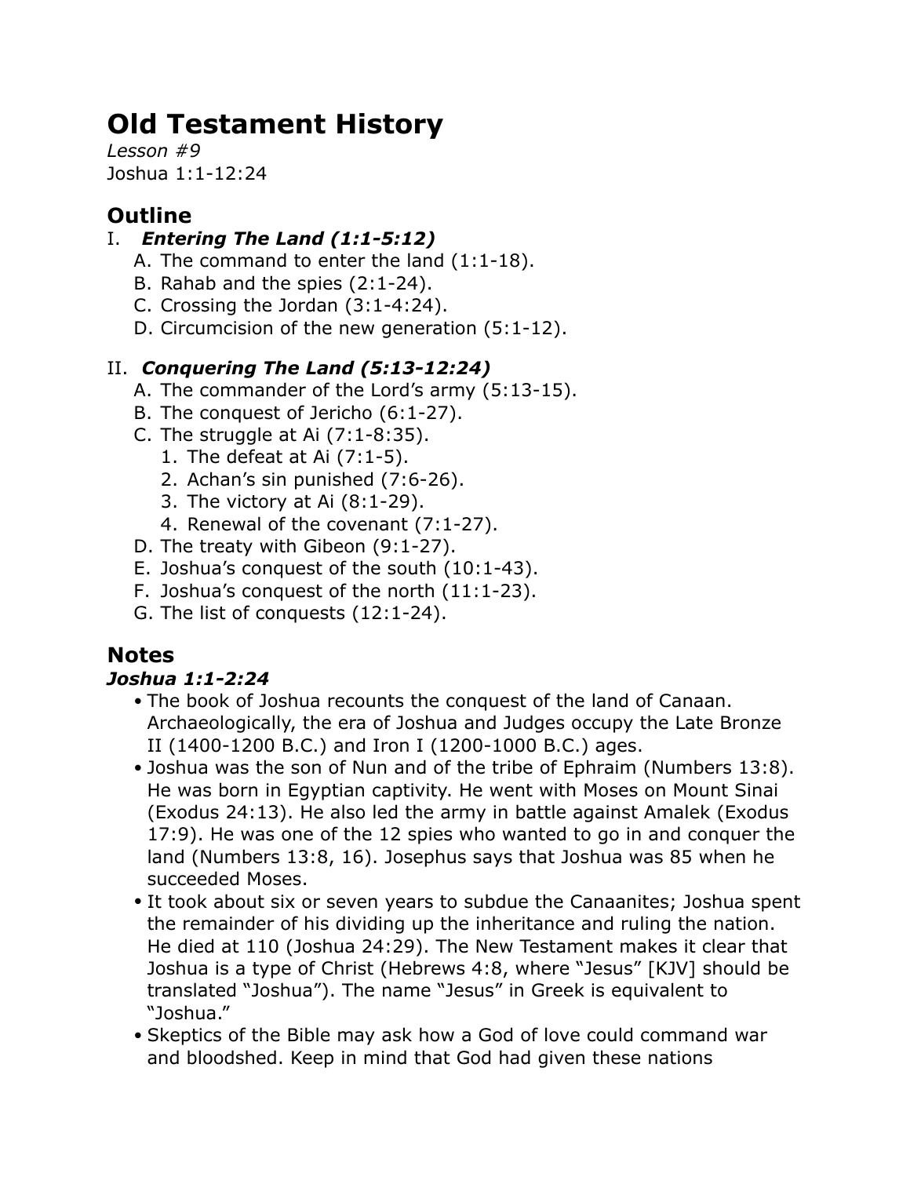# Old Testament History

*Lesson #9*
Joshua 1:1-12:24

## Outline

I. ***Entering The Land (1:1-5:12)***
   A. The command to enter the land (1:1-18).
   B. Rahab and the spies (2:1-24).
   C. Crossing the Jordan (3:1-4:24).
   D. Circumcision of the new generation (5:1-12).

II. ***Conquering The Land (5:13-12:24)***
   A. The commander of the Lord's army (5:13-15).
   B. The conquest of Jericho (6:1-27).
   C. The struggle at Ai (7:1-8:35).
      1. The defeat at Ai (7:1-5).
      2. Achan's sin punished (7:6-26).
      3. The victory at Ai (8:1-29).
      4. Renewal of the covenant (7:1-27).
   D. The treaty with Gibeon (9:1-27).
   E. Joshua's conquest of the south (10:1-43).
   F. Joshua's conquest of the north (11:1-23).
   G. The list of conquests (12:1-24).

## Notes

### *Joshua 1:1-2:24*

- The book of Joshua recounts the conquest of the land of Canaan. Archaeologically, the era of Joshua and Judges occupy the Late Bronze II (1400-1200 B.C.) and Iron I (1200-1000 B.C.) ages.
- Joshua was the son of Nun and of the tribe of Ephraim (Numbers 13:8). He was born in Egyptian captivity. He went with Moses on Mount Sinai (Exodus 24:13). He also led the army in battle against Amalek (Exodus 17:9). He was one of the 12 spies who wanted to go in and conquer the land (Numbers 13:8, 16). Josephus says that Joshua was 85 when he succeeded Moses.
- It took about six or seven years to subdue the Canaanites; Joshua spent the remainder of his dividing up the inheritance and ruling the nation. He died at 110 (Joshua 24:29). The New Testament makes it clear that Joshua is a type of Christ (Hebrews 4:8, where "Jesus" [KJV] should be translated "Joshua"). The name "Jesus" in Greek is equivalent to "Joshua."
- Skeptics of the Bible may ask how a God of love could command war and bloodshed. Keep in mind that God had given these nations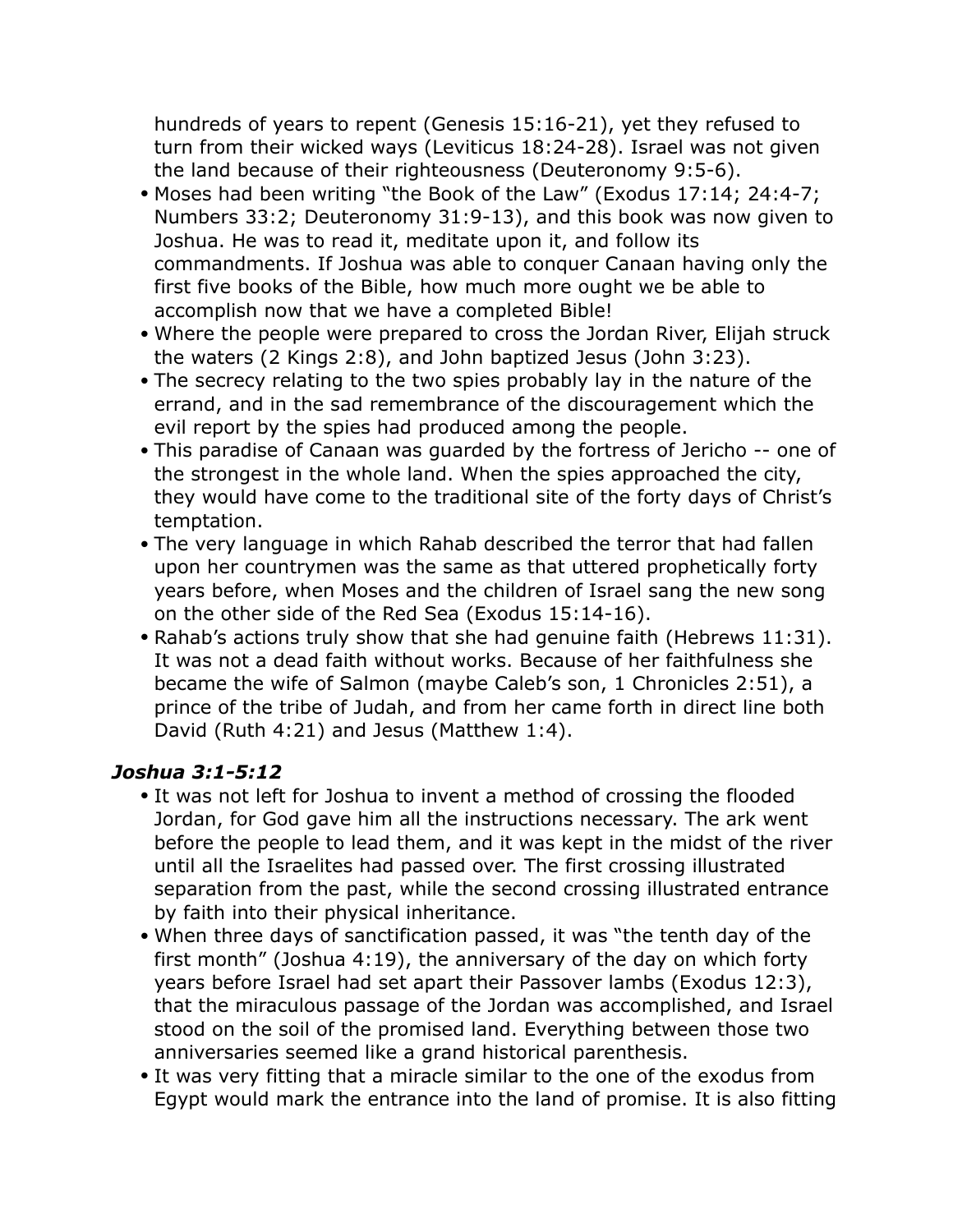hundreds of years to repent (Genesis 15:16-21), yet they refused to turn from their wicked ways (Leviticus 18:24-28). Israel was not given the land because of their righteousness (Deuteronomy 9:5-6).

- Moses had been writing "the Book of the Law" (Exodus 17:14; 24:4-7; Numbers 33:2; Deuteronomy 31:9-13), and this book was now given to Joshua. He was to read it, meditate upon it, and follow its commandments. If Joshua was able to conquer Canaan having only the first five books of the Bible, how much more ought we be able to accomplish now that we have a completed Bible!
- Where the people were prepared to cross the Jordan River, Elijah struck the waters (2 Kings 2:8), and John baptized Jesus (John 3:23).
- The secrecy relating to the two spies probably lay in the nature of the errand, and in the sad remembrance of the discouragement which the evil report by the spies had produced among the people.
- This paradise of Canaan was guarded by the fortress of Jericho -- one of the strongest in the whole land. When the spies approached the city, they would have come to the traditional site of the forty days of Christ's temptation.
- The very language in which Rahab described the terror that had fallen upon her countrymen was the same as that uttered prophetically forty years before, when Moses and the children of Israel sang the new song on the other side of the Red Sea (Exodus 15:14-16).
- Rahab's actions truly show that she had genuine faith (Hebrews 11:31). It was not a dead faith without works. Because of her faithfulness she became the wife of Salmon (maybe Caleb's son, 1 Chronicles 2:51), a prince of the tribe of Judah, and from her came forth in direct line both David (Ruth 4:21) and Jesus (Matthew 1:4).

### *Joshua 3:1-5:12*

- It was not left for Joshua to invent a method of crossing the flooded Jordan, for God gave him all the instructions necessary. The ark went before the people to lead them, and it was kept in the midst of the river until all the Israelites had passed over. The first crossing illustrated separation from the past, while the second crossing illustrated entrance by faith into their physical inheritance.
- When three days of sanctification passed, it was "the tenth day of the first month" (Joshua 4:19), the anniversary of the day on which forty years before Israel had set apart their Passover lambs (Exodus 12:3), that the miraculous passage of the Jordan was accomplished, and Israel stood on the soil of the promised land. Everything between those two anniversaries seemed like a grand historical parenthesis.
- It was very fitting that a miracle similar to the one of the exodus from Egypt would mark the entrance into the land of promise. It is also fitting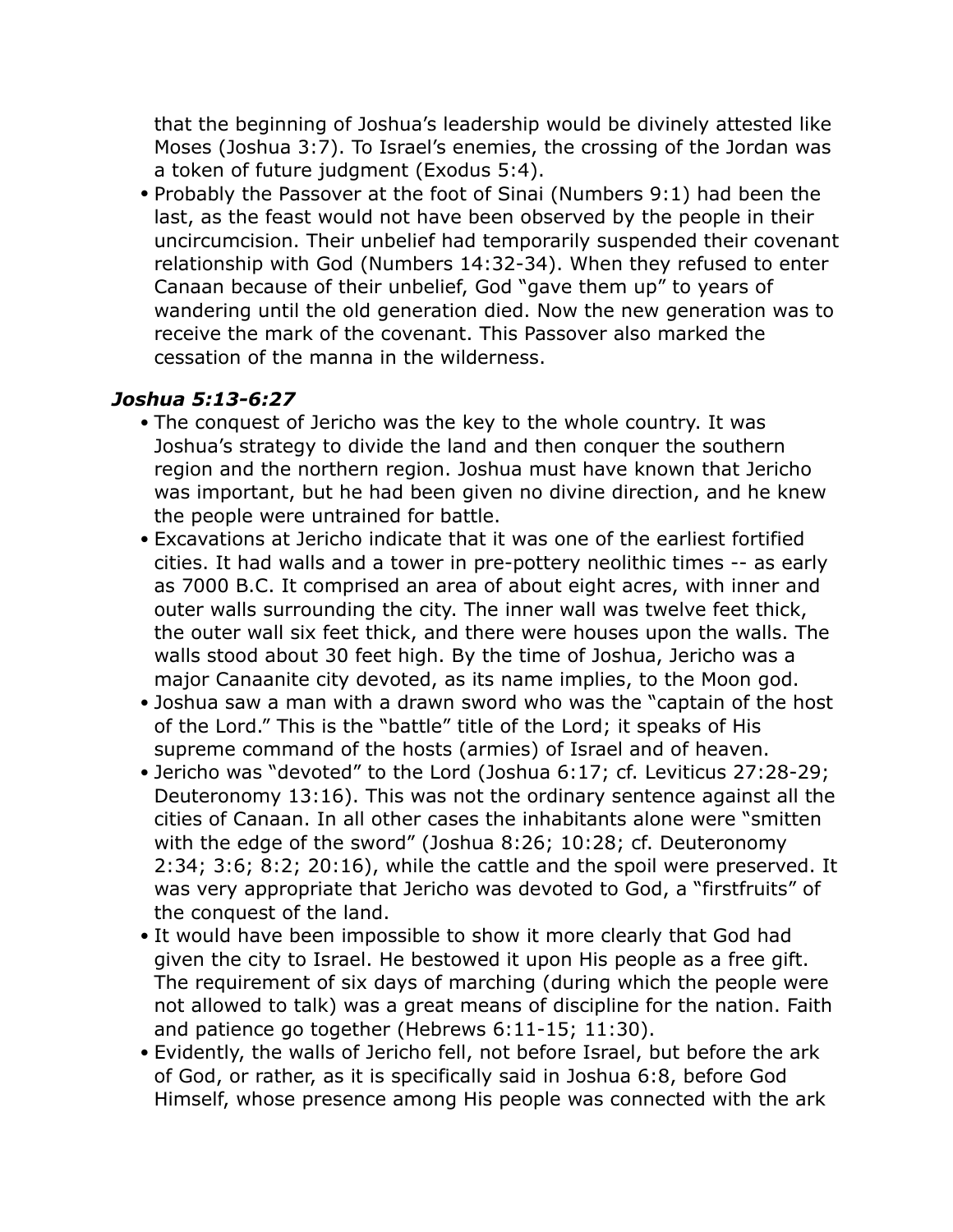that the beginning of Joshua's leadership would be divinely attested like Moses (Joshua 3:7). To Israel's enemies, the crossing of the Jordan was a token of future judgment (Exodus 5:4).

- Probably the Passover at the foot of Sinai (Numbers 9:1) had been the last, as the feast would not have been observed by the people in their uncircumcision. Their unbelief had temporarily suspended their covenant relationship with God (Numbers 14:32-34). When they refused to enter Canaan because of their unbelief, God "gave them up" to years of wandering until the old generation died. Now the new generation was to receive the mark of the covenant. This Passover also marked the cessation of the manna in the wilderness.

### *Joshua 5:13-6:27*

- The conquest of Jericho was the key to the whole country. It was Joshua's strategy to divide the land and then conquer the southern region and the northern region. Joshua must have known that Jericho was important, but he had been given no divine direction, and he knew the people were untrained for battle.
- Excavations at Jericho indicate that it was one of the earliest fortified cities. It had walls and a tower in pre-pottery neolithic times -- as early as 7000 B.C. It comprised an area of about eight acres, with inner and outer walls surrounding the city. The inner wall was twelve feet thick, the outer wall six feet thick, and there were houses upon the walls. The walls stood about 30 feet high. By the time of Joshua, Jericho was a major Canaanite city devoted, as its name implies, to the Moon god.
- Joshua saw a man with a drawn sword who was the "captain of the host of the Lord." This is the "battle" title of the Lord; it speaks of His supreme command of the hosts (armies) of Israel and of heaven.
- Jericho was "devoted" to the Lord (Joshua 6:17; cf. Leviticus 27:28-29; Deuteronomy 13:16). This was not the ordinary sentence against all the cities of Canaan. In all other cases the inhabitants alone were "smitten with the edge of the sword" (Joshua 8:26; 10:28; cf. Deuteronomy 2:34; 3:6; 8:2; 20:16), while the cattle and the spoil were preserved. It was very appropriate that Jericho was devoted to God, a "firstfruits" of the conquest of the land.
- It would have been impossible to show it more clearly that God had given the city to Israel. He bestowed it upon His people as a free gift. The requirement of six days of marching (during which the people were not allowed to talk) was a great means of discipline for the nation. Faith and patience go together (Hebrews 6:11-15; 11:30).
- Evidently, the walls of Jericho fell, not before Israel, but before the ark of God, or rather, as it is specifically said in Joshua 6:8, before God Himself, whose presence among His people was connected with the ark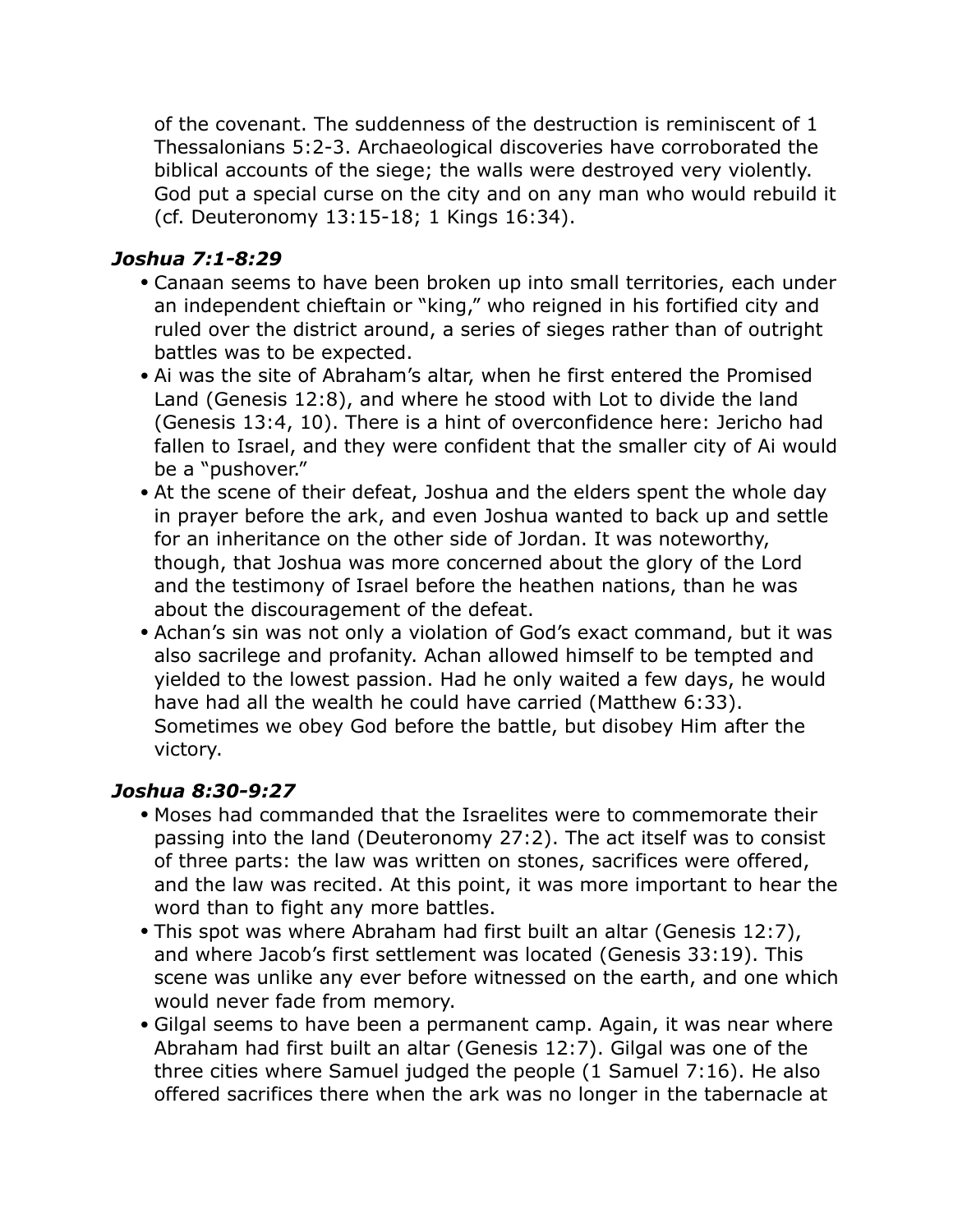of the covenant. The suddenness of the destruction is reminiscent of 1 Thessalonians 5:2-3. Archaeological discoveries have corroborated the biblical accounts of the siege; the walls were destroyed very violently. God put a special curse on the city and on any man who would rebuild it (cf. Deuteronomy 13:15-18; 1 Kings 16:34).

### *Joshua 7:1-8:29*

- Canaan seems to have been broken up into small territories, each under an independent chieftain or "king," who reigned in his fortified city and ruled over the district around, a series of sieges rather than of outright battles was to be expected.
- Ai was the site of Abraham's altar, when he first entered the Promised Land (Genesis 12:8), and where he stood with Lot to divide the land (Genesis 13:4, 10). There is a hint of overconfidence here: Jericho had fallen to Israel, and they were confident that the smaller city of Ai would be a "pushover."
- At the scene of their defeat, Joshua and the elders spent the whole day in prayer before the ark, and even Joshua wanted to back up and settle for an inheritance on the other side of Jordan. It was noteworthy, though, that Joshua was more concerned about the glory of the Lord and the testimony of Israel before the heathen nations, than he was about the discouragement of the defeat.
- Achan's sin was not only a violation of God's exact command, but it was also sacrilege and profanity. Achan allowed himself to be tempted and yielded to the lowest passion. Had he only waited a few days, he would have had all the wealth he could have carried (Matthew 6:33). Sometimes we obey God before the battle, but disobey Him after the victory.

### *Joshua 8:30-9:27*

- Moses had commanded that the Israelites were to commemorate their passing into the land (Deuteronomy 27:2). The act itself was to consist of three parts: the law was written on stones, sacrifices were offered, and the law was recited. At this point, it was more important to hear the word than to fight any more battles.
- This spot was where Abraham had first built an altar (Genesis 12:7), and where Jacob's first settlement was located (Genesis 33:19). This scene was unlike any ever before witnessed on the earth, and one which would never fade from memory.
- Gilgal seems to have been a permanent camp. Again, it was near where Abraham had first built an altar (Genesis 12:7). Gilgal was one of the three cities where Samuel judged the people (1 Samuel 7:16). He also offered sacrifices there when the ark was no longer in the tabernacle at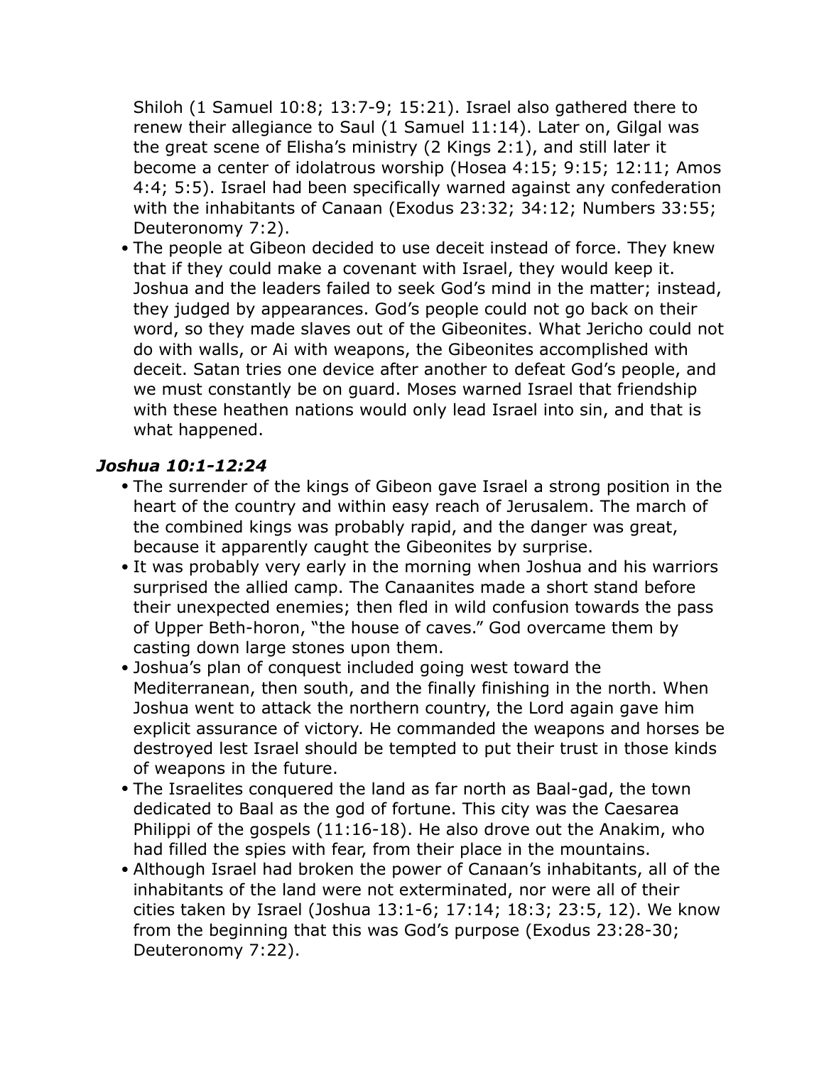Shiloh (1 Samuel 10:8; 13:7-9; 15:21). Israel also gathered there to renew their allegiance to Saul (1 Samuel 11:14). Later on, Gilgal was the great scene of Elisha's ministry (2 Kings 2:1), and still later it become a center of idolatrous worship (Hosea 4:15; 9:15; 12:11; Amos 4:4; 5:5). Israel had been specifically warned against any confederation with the inhabitants of Canaan (Exodus 23:32; 34:12; Numbers 33:55; Deuteronomy 7:2).

- The people at Gibeon decided to use deceit instead of force. They knew that if they could make a covenant with Israel, they would keep it. Joshua and the leaders failed to seek God's mind in the matter; instead, they judged by appearances. God's people could not go back on their word, so they made slaves out of the Gibeonites. What Jericho could not do with walls, or Ai with weapons, the Gibeonites accomplished with deceit. Satan tries one device after another to defeat God's people, and we must constantly be on guard. Moses warned Israel that friendship with these heathen nations would only lead Israel into sin, and that is what happened.

### *Joshua 10:1-12:24*

- The surrender of the kings of Gibeon gave Israel a strong position in the heart of the country and within easy reach of Jerusalem. The march of the combined kings was probably rapid, and the danger was great, because it apparently caught the Gibeonites by surprise.
- It was probably very early in the morning when Joshua and his warriors surprised the allied camp. The Canaanites made a short stand before their unexpected enemies; then fled in wild confusion towards the pass of Upper Beth-horon, "the house of caves." God overcame them by casting down large stones upon them.
- Joshua's plan of conquest included going west toward the Mediterranean, then south, and the finally finishing in the north. When Joshua went to attack the northern country, the Lord again gave him explicit assurance of victory. He commanded the weapons and horses be destroyed lest Israel should be tempted to put their trust in those kinds of weapons in the future.
- The Israelites conquered the land as far north as Baal-gad, the town dedicated to Baal as the god of fortune. This city was the Caesarea Philippi of the gospels (11:16-18). He also drove out the Anakim, who had filled the spies with fear, from their place in the mountains.
- Although Israel had broken the power of Canaan's inhabitants, all of the inhabitants of the land were not exterminated, nor were all of their cities taken by Israel (Joshua 13:1-6; 17:14; 18:3; 23:5, 12). We know from the beginning that this was God's purpose (Exodus 23:28-30; Deuteronomy 7:22).